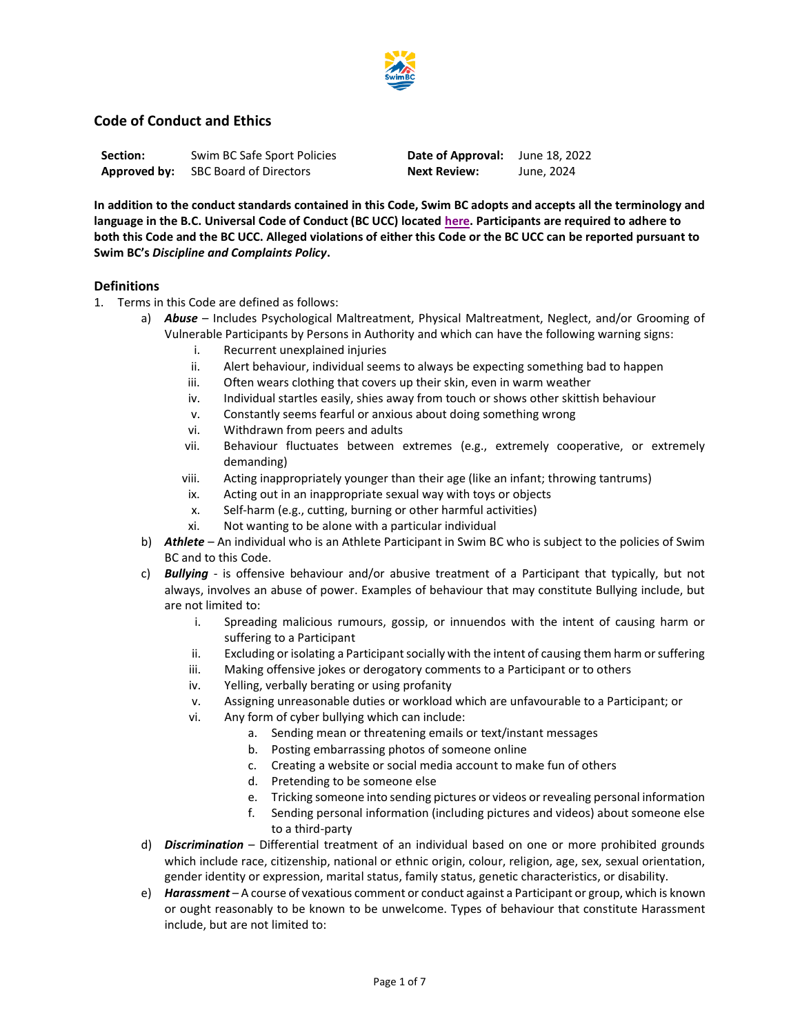## Code of Conduct and Ethics

| | | | |
|---|---|---|---|
| **Section:** | Swim BC Safe Sport Policies | **Date of Approval:** | June 18, 2022 |
| **Approved by:** | SBC Board of Directors | **Next Review:** | June, 2024 |

**In addition to the conduct standards contained in this Code, Swim BC adopts and accepts all the terminology and language in the B.C. Universal Code of Conduct (BC UCC) located here. Participants are required to adhere to both this Code and the BC UCC. Alleged violations of either this Code or the BC UCC can be reported pursuant to Swim BC's *Discipline and Complaints Policy*.**

### Definitions

1. Terms in this Code are defined as follows:
   a) ***Abuse*** – Includes Psychological Maltreatment, Physical Maltreatment, Neglect, and/or Grooming of Vulnerable Participants by Persons in Authority and which can have the following warning signs:
      i. Recurrent unexplained injuries
      ii. Alert behaviour, individual seems to always be expecting something bad to happen
      iii. Often wears clothing that covers up their skin, even in warm weather
      iv. Individual startles easily, shies away from touch or shows other skittish behaviour
      v. Constantly seems fearful or anxious about doing something wrong
      vi. Withdrawn from peers and adults
      vii. Behaviour fluctuates between extremes (e.g., extremely cooperative, or extremely demanding)
      viii. Acting inappropriately younger than their age (like an infant; throwing tantrums)
      ix. Acting out in an inappropriate sexual way with toys or objects
      x. Self-harm (e.g., cutting, burning or other harmful activities)
      xi. Not wanting to be alone with a particular individual
   b) ***Athlete*** – An individual who is an Athlete Participant in Swim BC who is subject to the policies of Swim BC and to this Code.
   c) ***Bullying*** - is offensive behaviour and/or abusive treatment of a Participant that typically, but not always, involves an abuse of power. Examples of behaviour that may constitute Bullying include, but are not limited to:
      i. Spreading malicious rumours, gossip, or innuendos with the intent of causing harm or suffering to a Participant
      ii. Excluding or isolating a Participant socially with the intent of causing them harm or suffering
      iii. Making offensive jokes or derogatory comments to a Participant or to others
      iv. Yelling, verbally berating or using profanity
      v. Assigning unreasonable duties or workload which are unfavourable to a Participant; or
      vi. Any form of cyber bullying which can include:
         a. Sending mean or threatening emails or text/instant messages
         b. Posting embarrassing photos of someone online
         c. Creating a website or social media account to make fun of others
         d. Pretending to be someone else
         e. Tricking someone into sending pictures or videos or revealing personal information
         f. Sending personal information (including pictures and videos) about someone else to a third-party
   d) ***Discrimination*** – Differential treatment of an individual based on one or more prohibited grounds which include race, citizenship, national or ethnic origin, colour, religion, age, sex, sexual orientation, gender identity or expression, marital status, family status, genetic characteristics, or disability.
   e) ***Harassment*** – A course of vexatious comment or conduct against a Participant or group, which is known or ought reasonably to be known to be unwelcome. Types of behaviour that constitute Harassment include, but are not limited to: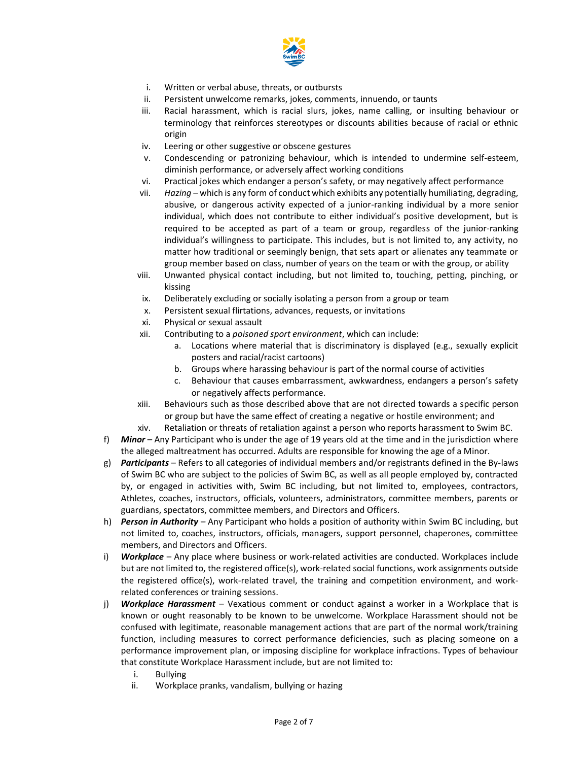i. Written or verbal abuse, threats, or outbursts
ii. Persistent unwelcome remarks, jokes, comments, innuendo, or taunts
iii. Racial harassment, which is racial slurs, jokes, name calling, or insulting behaviour or terminology that reinforces stereotypes or discounts abilities because of racial or ethnic origin
iv. Leering or other suggestive or obscene gestures
v. Condescending or patronizing behaviour, which is intended to undermine self-esteem, diminish performance, or adversely affect working conditions
vi. Practical jokes which endanger a person's safety, or may negatively affect performance
vii. *Hazing* – which is any form of conduct which exhibits any potentially humiliating, degrading, abusive, or dangerous activity expected of a junior-ranking individual by a more senior individual, which does not contribute to either individual's positive development, but is required to be accepted as part of a team or group, regardless of the junior-ranking individual's willingness to participate. This includes, but is not limited to, any activity, no matter how traditional or seemingly benign, that sets apart or alienates any teammate or group member based on class, number of years on the team or with the group, or ability
viii. Unwanted physical contact including, but not limited to, touching, petting, pinching, or kissing
ix. Deliberately excluding or socially isolating a person from a group or team
x. Persistent sexual flirtations, advances, requests, or invitations
xi. Physical or sexual assault
xii. Contributing to a *poisoned sport environment*, which can include:
    a. Locations where material that is discriminatory is displayed (e.g., sexually explicit posters and racial/racist cartoons)
    b. Groups where harassing behaviour is part of the normal course of activities
    c. Behaviour that causes embarrassment, awkwardness, endangers a person's safety or negatively affects performance.
xiii. Behaviours such as those described above that are not directed towards a specific person or group but have the same effect of creating a negative or hostile environment; and
xiv. Retaliation or threats of retaliation against a person who reports harassment to Swim BC.

f) ***Minor*** – Any Participant who is under the age of 19 years old at the time and in the jurisdiction where the alleged maltreatment has occurred. Adults are responsible for knowing the age of a Minor.

g) ***Participants*** – Refers to all categories of individual members and/or registrants defined in the By-laws of Swim BC who are subject to the policies of Swim BC, as well as all people employed by, contracted by, or engaged in activities with, Swim BC including, but not limited to, employees, contractors, Athletes, coaches, instructors, officials, volunteers, administrators, committee members, parents or guardians, spectators, committee members, and Directors and Officers.

h) ***Person in Authority*** – Any Participant who holds a position of authority within Swim BC including, but not limited to, coaches, instructors, officials, managers, support personnel, chaperones, committee members, and Directors and Officers.

i) ***Workplace*** – Any place where business or work-related activities are conducted. Workplaces include but are not limited to, the registered office(s), work-related social functions, work assignments outside the registered office(s), work-related travel, the training and competition environment, and work-related conferences or training sessions.

j) ***Workplace Harassment*** – Vexatious comment or conduct against a worker in a Workplace that is known or ought reasonably to be known to be unwelcome. Workplace Harassment should not be confused with legitimate, reasonable management actions that are part of the normal work/training function, including measures to correct performance deficiencies, such as placing someone on a performance improvement plan, or imposing discipline for workplace infractions. Types of behaviour that constitute Workplace Harassment include, but are not limited to:
    i. Bullying
    ii. Workplace pranks, vandalism, bullying or hazing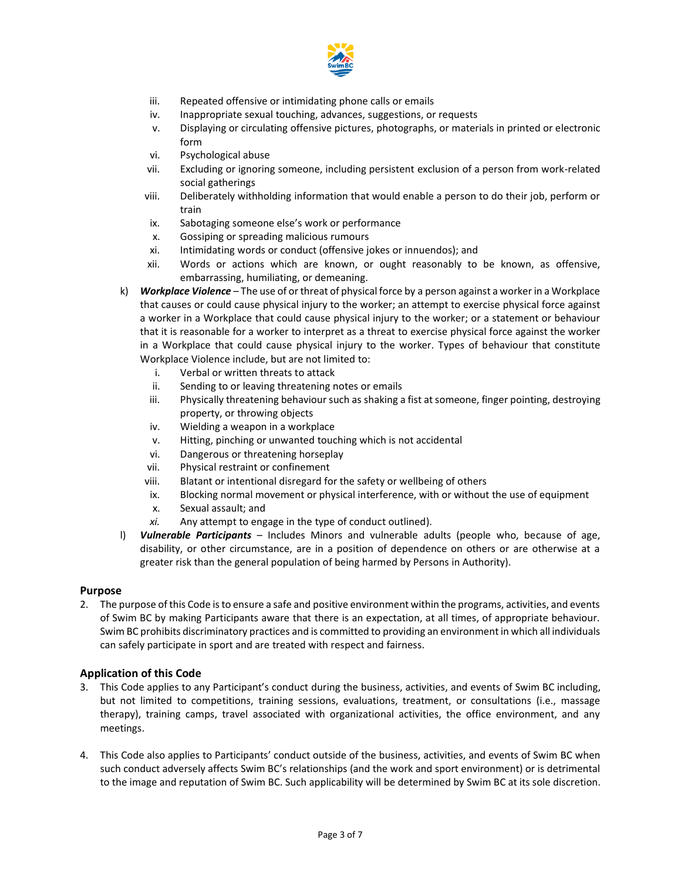iii. Repeated offensive or intimidating phone calls or emails
   iv. Inappropriate sexual touching, advances, suggestions, or requests
   v. Displaying or circulating offensive pictures, photographs, or materials in printed or electronic form
   vi. Psychological abuse
   vii. Excluding or ignoring someone, including persistent exclusion of a person from work-related social gatherings
   viii. Deliberately withholding information that would enable a person to do their job, perform or train
   ix. Sabotaging someone else's work or performance
   x. Gossiping or spreading malicious rumours
   xi. Intimidating words or conduct (offensive jokes or innuendos); and
   xii. Words or actions which are known, or ought reasonably to be known, as offensive, embarrassing, humiliating, or demeaning.

k) ***Workplace Violence*** – The use of or threat of physical force by a person against a worker in a Workplace that causes or could cause physical injury to the worker; an attempt to exercise physical force against a worker in a Workplace that could cause physical injury to the worker; or a statement or behaviour that it is reasonable for a worker to interpret as a threat to exercise physical force against the worker in a Workplace that could cause physical injury to the worker. Types of behaviour that constitute Workplace Violence include, but are not limited to:
   i. Verbal or written threats to attack
   ii. Sending to or leaving threatening notes or emails
   iii. Physically threatening behaviour such as shaking a fist at someone, finger pointing, destroying property, or throwing objects
   iv. Wielding a weapon in a workplace
   v. Hitting, pinching or unwanted touching which is not accidental
   vi. Dangerous or threatening horseplay
   vii. Physical restraint or confinement
   viii. Blatant or intentional disregard for the safety or wellbeing of others
   ix. Blocking normal movement or physical interference, with or without the use of equipment
   x. Sexual assault; and
   *xi.* Any attempt to engage in the type of conduct outlined).

l) ***Vulnerable Participants*** – Includes Minors and vulnerable adults (people who, because of age, disability, or other circumstance, are in a position of dependence on others or are otherwise at a greater risk than the general population of being harmed by Persons in Authority).

### Purpose

2. The purpose of this Code is to ensure a safe and positive environment within the programs, activities, and events of Swim BC by making Participants aware that there is an expectation, at all times, of appropriate behaviour. Swim BC prohibits discriminatory practices and is committed to providing an environment in which all individuals can safely participate in sport and are treated with respect and fairness.

### Application of this Code

3. This Code applies to any Participant's conduct during the business, activities, and events of Swim BC including, but not limited to competitions, training sessions, evaluations, treatment, or consultations (i.e., massage therapy), training camps, travel associated with organizational activities, the office environment, and any meetings.

4. This Code also applies to Participants' conduct outside of the business, activities, and events of Swim BC when such conduct adversely affects Swim BC's relationships (and the work and sport environment) or is detrimental to the image and reputation of Swim BC. Such applicability will be determined by Swim BC at its sole discretion.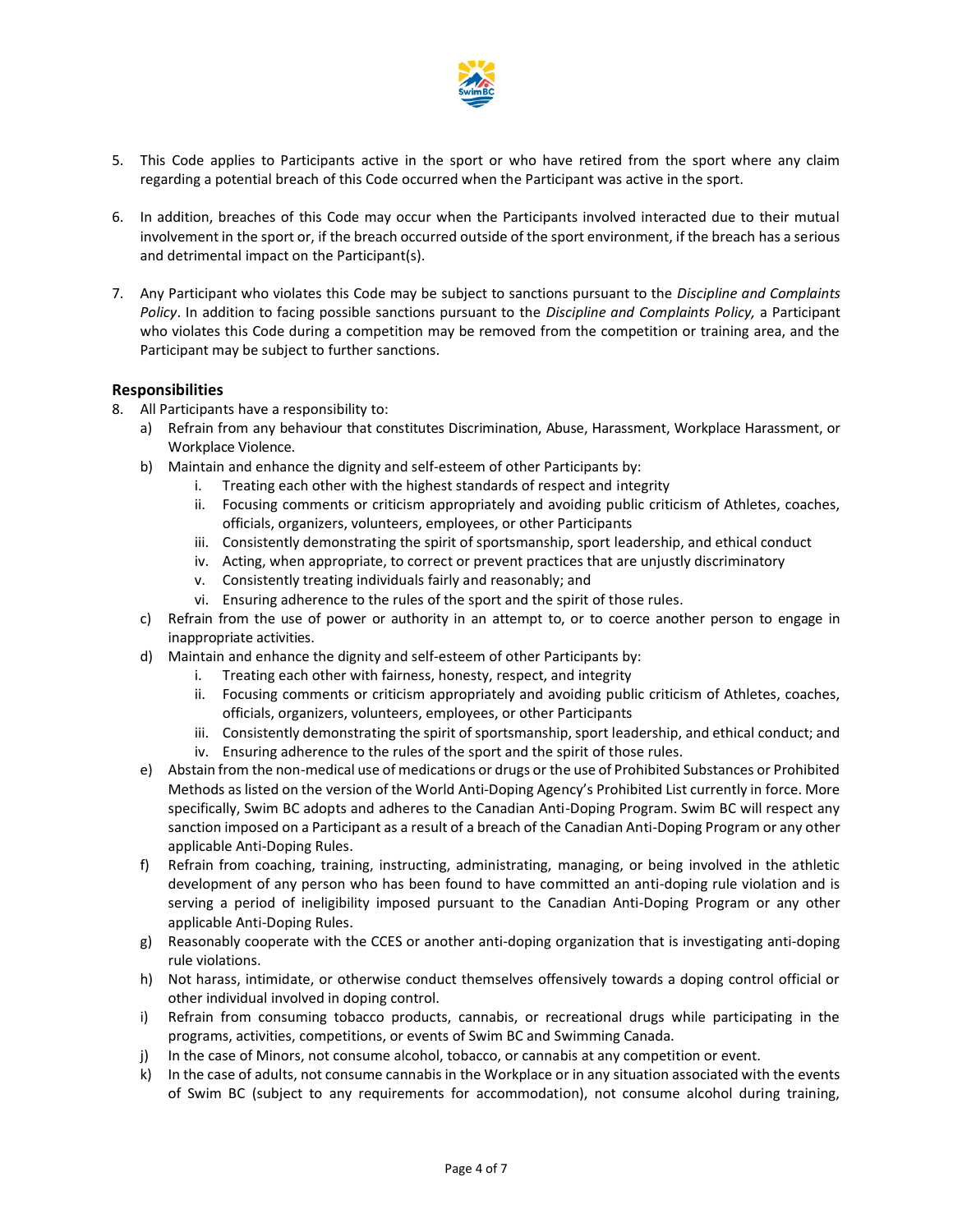5. This Code applies to Participants active in the sport or who have retired from the sport where any claim regarding a potential breach of this Code occurred when the Participant was active in the sport.

6. In addition, breaches of this Code may occur when the Participants involved interacted due to their mutual involvement in the sport or, if the breach occurred outside of the sport environment, if the breach has a serious and detrimental impact on the Participant(s).

7. Any Participant who violates this Code may be subject to sanctions pursuant to the *Discipline and Complaints Policy*. In addition to facing possible sanctions pursuant to the *Discipline and Complaints Policy,* a Participant who violates this Code during a competition may be removed from the competition or training area, and the Participant may be subject to further sanctions.

### Responsibilities

8. All Participants have a responsibility to:
   a) Refrain from any behaviour that constitutes Discrimination, Abuse, Harassment, Workplace Harassment, or Workplace Violence.
   b) Maintain and enhance the dignity and self-esteem of other Participants by:
      i. Treating each other with the highest standards of respect and integrity
      ii. Focusing comments or criticism appropriately and avoiding public criticism of Athletes, coaches, officials, organizers, volunteers, employees, or other Participants
      iii. Consistently demonstrating the spirit of sportsmanship, sport leadership, and ethical conduct
      iv. Acting, when appropriate, to correct or prevent practices that are unjustly discriminatory
      v. Consistently treating individuals fairly and reasonably; and
      vi. Ensuring adherence to the rules of the sport and the spirit of those rules.
   c) Refrain from the use of power or authority in an attempt to, or to coerce another person to engage in inappropriate activities.
   d) Maintain and enhance the dignity and self-esteem of other Participants by:
      i. Treating each other with fairness, honesty, respect, and integrity
      ii. Focusing comments or criticism appropriately and avoiding public criticism of Athletes, coaches, officials, organizers, volunteers, employees, or other Participants
      iii. Consistently demonstrating the spirit of sportsmanship, sport leadership, and ethical conduct; and
      iv. Ensuring adherence to the rules of the sport and the spirit of those rules.
   e) Abstain from the non-medical use of medications or drugs or the use of Prohibited Substances or Prohibited Methods as listed on the version of the World Anti-Doping Agency's Prohibited List currently in force. More specifically, Swim BC adopts and adheres to the Canadian Anti-Doping Program. Swim BC will respect any sanction imposed on a Participant as a result of a breach of the Canadian Anti-Doping Program or any other applicable Anti-Doping Rules.
   f) Refrain from coaching, training, instructing, administrating, managing, or being involved in the athletic development of any person who has been found to have committed an anti-doping rule violation and is serving a period of ineligibility imposed pursuant to the Canadian Anti-Doping Program or any other applicable Anti-Doping Rules.
   g) Reasonably cooperate with the CCES or another anti-doping organization that is investigating anti-doping rule violations.
   h) Not harass, intimidate, or otherwise conduct themselves offensively towards a doping control official or other individual involved in doping control.
   i) Refrain from consuming tobacco products, cannabis, or recreational drugs while participating in the programs, activities, competitions, or events of Swim BC and Swimming Canada.
   j) In the case of Minors, not consume alcohol, tobacco, or cannabis at any competition or event.
   k) In the case of adults, not consume cannabis in the Workplace or in any situation associated with the events of Swim BC (subject to any requirements for accommodation), not consume alcohol during training,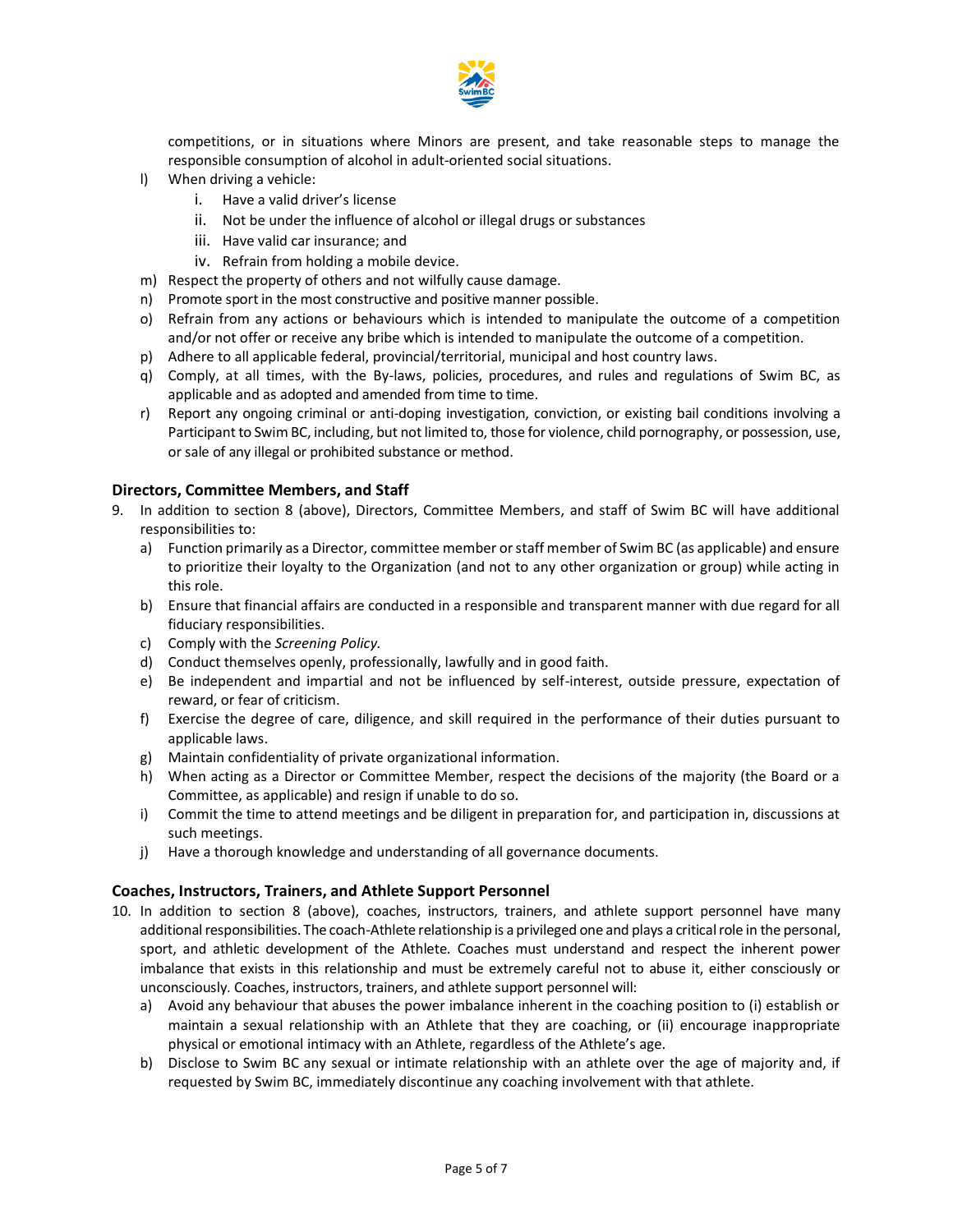competitions, or in situations where Minors are present, and take reasonable steps to manage the responsible consumption of alcohol in adult-oriented social situations.

l) When driving a vehicle:
    i. Have a valid driver's license
    ii. Not be under the influence of alcohol or illegal drugs or substances
    iii. Have valid car insurance; and
    iv. Refrain from holding a mobile device.
m) Respect the property of others and not wilfully cause damage.
n) Promote sport in the most constructive and positive manner possible.
o) Refrain from any actions or behaviours which is intended to manipulate the outcome of a competition and/or not offer or receive any bribe which is intended to manipulate the outcome of a competition.
p) Adhere to all applicable federal, provincial/territorial, municipal and host country laws.
q) Comply, at all times, with the By-laws, policies, procedures, and rules and regulations of Swim BC, as applicable and as adopted and amended from time to time.
r) Report any ongoing criminal or anti-doping investigation, conviction, or existing bail conditions involving a Participant to Swim BC, including, but not limited to, those for violence, child pornography, or possession, use, or sale of any illegal or prohibited substance or method.

### Directors, Committee Members, and Staff

9. In addition to section 8 (above), Directors, Committee Members, and staff of Swim BC will have additional responsibilities to:
    a) Function primarily as a Director, committee member or staff member of Swim BC (as applicable) and ensure to prioritize their loyalty to the Organization (and not to any other organization or group) while acting in this role.
    b) Ensure that financial affairs are conducted in a responsible and transparent manner with due regard for all fiduciary responsibilities.
    c) Comply with the *Screening Policy.*
    d) Conduct themselves openly, professionally, lawfully and in good faith.
    e) Be independent and impartial and not be influenced by self-interest, outside pressure, expectation of reward, or fear of criticism.
    f) Exercise the degree of care, diligence, and skill required in the performance of their duties pursuant to applicable laws.
    g) Maintain confidentiality of private organizational information.
    h) When acting as a Director or Committee Member, respect the decisions of the majority (the Board or a Committee, as applicable) and resign if unable to do so.
    i) Commit the time to attend meetings and be diligent in preparation for, and participation in, discussions at such meetings.
    j) Have a thorough knowledge and understanding of all governance documents.

### Coaches, Instructors, Trainers, and Athlete Support Personnel

10. In addition to section 8 (above), coaches, instructors, trainers, and athlete support personnel have many additional responsibilities. The coach-Athlete relationship is a privileged one and plays a critical role in the personal, sport, and athletic development of the Athlete. Coaches must understand and respect the inherent power imbalance that exists in this relationship and must be extremely careful not to abuse it, either consciously or unconsciously. Coaches, instructors, trainers, and athlete support personnel will:
    a) Avoid any behaviour that abuses the power imbalance inherent in the coaching position to (i) establish or maintain a sexual relationship with an Athlete that they are coaching, or (ii) encourage inappropriate physical or emotional intimacy with an Athlete, regardless of the Athlete's age.
    b) Disclose to Swim BC any sexual or intimate relationship with an athlete over the age of majority and, if requested by Swim BC, immediately discontinue any coaching involvement with that athlete.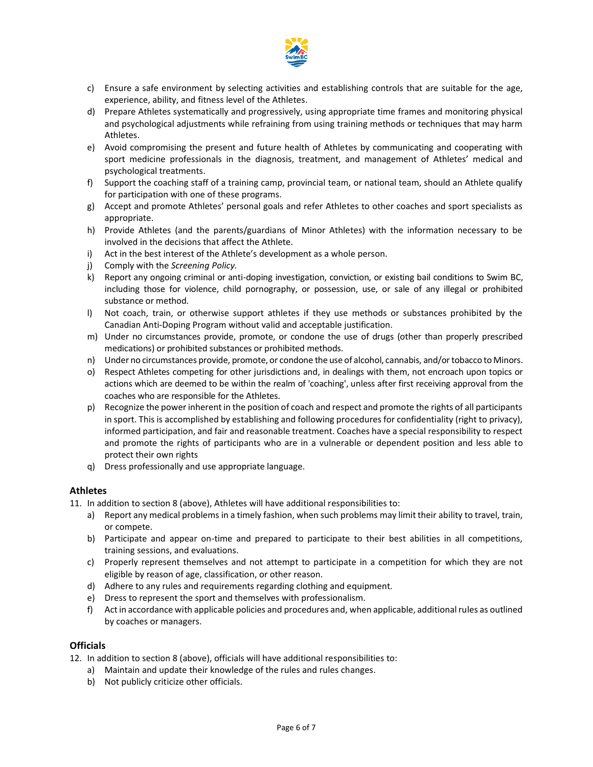c) Ensure a safe environment by selecting activities and establishing controls that are suitable for the age, experience, ability, and fitness level of the Athletes.
d) Prepare Athletes systematically and progressively, using appropriate time frames and monitoring physical and psychological adjustments while refraining from using training methods or techniques that may harm Athletes.
e) Avoid compromising the present and future health of Athletes by communicating and cooperating with sport medicine professionals in the diagnosis, treatment, and management of Athletes' medical and psychological treatments.
f) Support the coaching staff of a training camp, provincial team, or national team, should an Athlete qualify for participation with one of these programs.
g) Accept and promote Athletes' personal goals and refer Athletes to other coaches and sport specialists as appropriate.
h) Provide Athletes (and the parents/guardians of Minor Athletes) with the information necessary to be involved in the decisions that affect the Athlete.
i) Act in the best interest of the Athlete's development as a whole person.
j) Comply with the *Screening Policy.*
k) Report any ongoing criminal or anti-doping investigation, conviction, or existing bail conditions to Swim BC, including those for violence, child pornography, or possession, use, or sale of any illegal or prohibited substance or method.
l) Not coach, train, or otherwise support athletes if they use methods or substances prohibited by the Canadian Anti-Doping Program without valid and acceptable justification.
m) Under no circumstances provide, promote, or condone the use of drugs (other than properly prescribed medications) or prohibited substances or prohibited methods.
n) Under no circumstances provide, promote, or condone the use of alcohol, cannabis, and/or tobacco to Minors.
o) Respect Athletes competing for other jurisdictions and, in dealings with them, not encroach upon topics or actions which are deemed to be within the realm of 'coaching', unless after first receiving approval from the coaches who are responsible for the Athletes.
p) Recognize the power inherent in the position of coach and respect and promote the rights of all participants in sport. This is accomplished by establishing and following procedures for confidentiality (right to privacy), informed participation, and fair and reasonable treatment. Coaches have a special responsibility to respect and promote the rights of participants who are in a vulnerable or dependent position and less able to protect their own rights
q) Dress professionally and use appropriate language.

### Athletes

11. In addition to section 8 (above), Athletes will have additional responsibilities to:
    a) Report any medical problems in a timely fashion, when such problems may limit their ability to travel, train, or compete.
    b) Participate and appear on-time and prepared to participate to their best abilities in all competitions, training sessions, and evaluations.
    c) Properly represent themselves and not attempt to participate in a competition for which they are not eligible by reason of age, classification, or other reason.
    d) Adhere to any rules and requirements regarding clothing and equipment.
    e) Dress to represent the sport and themselves with professionalism.
    f) Act in accordance with applicable policies and procedures and, when applicable, additional rules as outlined by coaches or managers.

### Officials

12. In addition to section 8 (above), officials will have additional responsibilities to:
    a) Maintain and update their knowledge of the rules and rules changes.
    b) Not publicly criticize other officials.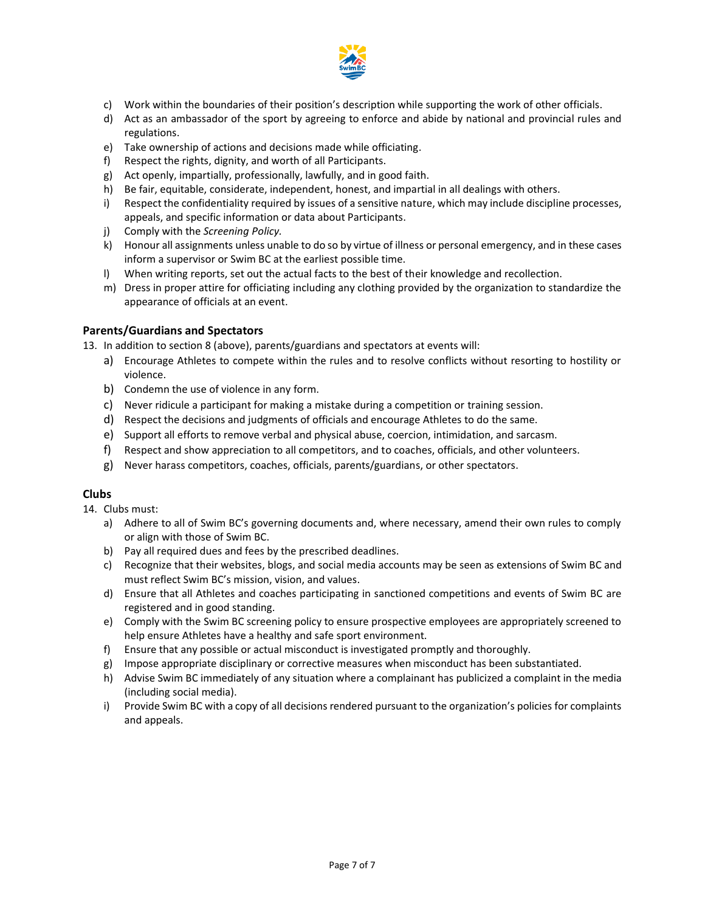c) Work within the boundaries of their position's description while supporting the work of other officials.
d) Act as an ambassador of the sport by agreeing to enforce and abide by national and provincial rules and regulations.
e) Take ownership of actions and decisions made while officiating.
f) Respect the rights, dignity, and worth of all Participants.
g) Act openly, impartially, professionally, lawfully, and in good faith.
h) Be fair, equitable, considerate, independent, honest, and impartial in all dealings with others.
i) Respect the confidentiality required by issues of a sensitive nature, which may include discipline processes, appeals, and specific information or data about Participants.
j) Comply with the *Screening Policy.*
k) Honour all assignments unless unable to do so by virtue of illness or personal emergency, and in these cases inform a supervisor or Swim BC at the earliest possible time.
l) When writing reports, set out the actual facts to the best of their knowledge and recollection.
m) Dress in proper attire for officiating including any clothing provided by the organization to standardize the appearance of officials at an event.

### Parents/Guardians and Spectators

13. In addition to section 8 (above), parents/guardians and spectators at events will:
    a) Encourage Athletes to compete within the rules and to resolve conflicts without resorting to hostility or violence.
    b) Condemn the use of violence in any form.
    c) Never ridicule a participant for making a mistake during a competition or training session.
    d) Respect the decisions and judgments of officials and encourage Athletes to do the same.
    e) Support all efforts to remove verbal and physical abuse, coercion, intimidation, and sarcasm.
    f) Respect and show appreciation to all competitors, and to coaches, officials, and other volunteers.
    g) Never harass competitors, coaches, officials, parents/guardians, or other spectators.

### Clubs

14. Clubs must:
    a) Adhere to all of Swim BC's governing documents and, where necessary, amend their own rules to comply or align with those of Swim BC.
    b) Pay all required dues and fees by the prescribed deadlines.
    c) Recognize that their websites, blogs, and social media accounts may be seen as extensions of Swim BC and must reflect Swim BC's mission, vision, and values.
    d) Ensure that all Athletes and coaches participating in sanctioned competitions and events of Swim BC are registered and in good standing.
    e) Comply with the Swim BC screening policy to ensure prospective employees are appropriately screened to help ensure Athletes have a healthy and safe sport environment.
    f) Ensure that any possible or actual misconduct is investigated promptly and thoroughly.
    g) Impose appropriate disciplinary or corrective measures when misconduct has been substantiated.
    h) Advise Swim BC immediately of any situation where a complainant has publicized a complaint in the media (including social media).
    i) Provide Swim BC with a copy of all decisions rendered pursuant to the organization's policies for complaints and appeals.